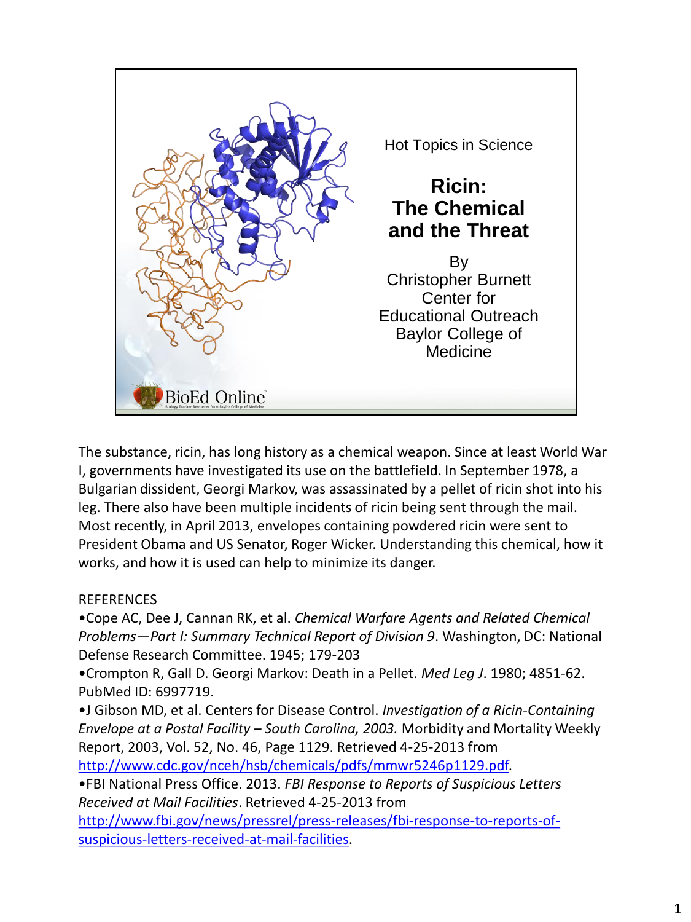Hot Topics in Science

# Ricin: The Chemical and the Threat

By
Christopher Burnett
Center for Educational Outreach
Baylor College of Medicine

BioEd Online

The substance, ricin, has long history as a chemical weapon. Since at least World War I, governments have investigated its use on the battlefield. In September 1978, a Bulgarian dissident, Georgi Markov, was assassinated by a pellet of ricin shot into his leg. There also have been multiple incidents of ricin being sent through the mail. Most recently, in April 2013, envelopes containing powdered ricin were sent to President Obama and US Senator, Roger Wicker. Understanding this chemical, how it works, and how it is used can help to minimize its danger.

REFERENCES

- Cope AC, Dee J, Cannan RK, et al. *Chemical Warfare Agents and Related Chemical Problems—Part I: Summary Technical Report of Division 9*. Washington, DC: National Defense Research Committee. 1945; 179-203
- Crompton R, Gall D. Georgi Markov: Death in a Pellet. *Med Leg J*. 1980; 4851-62. PubMed ID: 6997719.
- J Gibson MD, et al. Centers for Disease Control. *Investigation of a Ricin-Containing Envelope at a Postal Facility – South Carolina, 2003.* Morbidity and Mortality Weekly Report, 2003, Vol. 52, No. 46, Page 1129. Retrieved 4-25-2013 from http://www.cdc.gov/nceh/hsb/chemicals/pdfs/mmwr5246p1129.pdf.
- FBI National Press Office. 2013. *FBI Response to Reports of Suspicious Letters Received at Mail Facilities*. Retrieved 4-25-2013 from http://www.fbi.gov/news/pressrel/press-releases/fbi-response-to-reports-of-suspicious-letters-received-at-mail-facilities.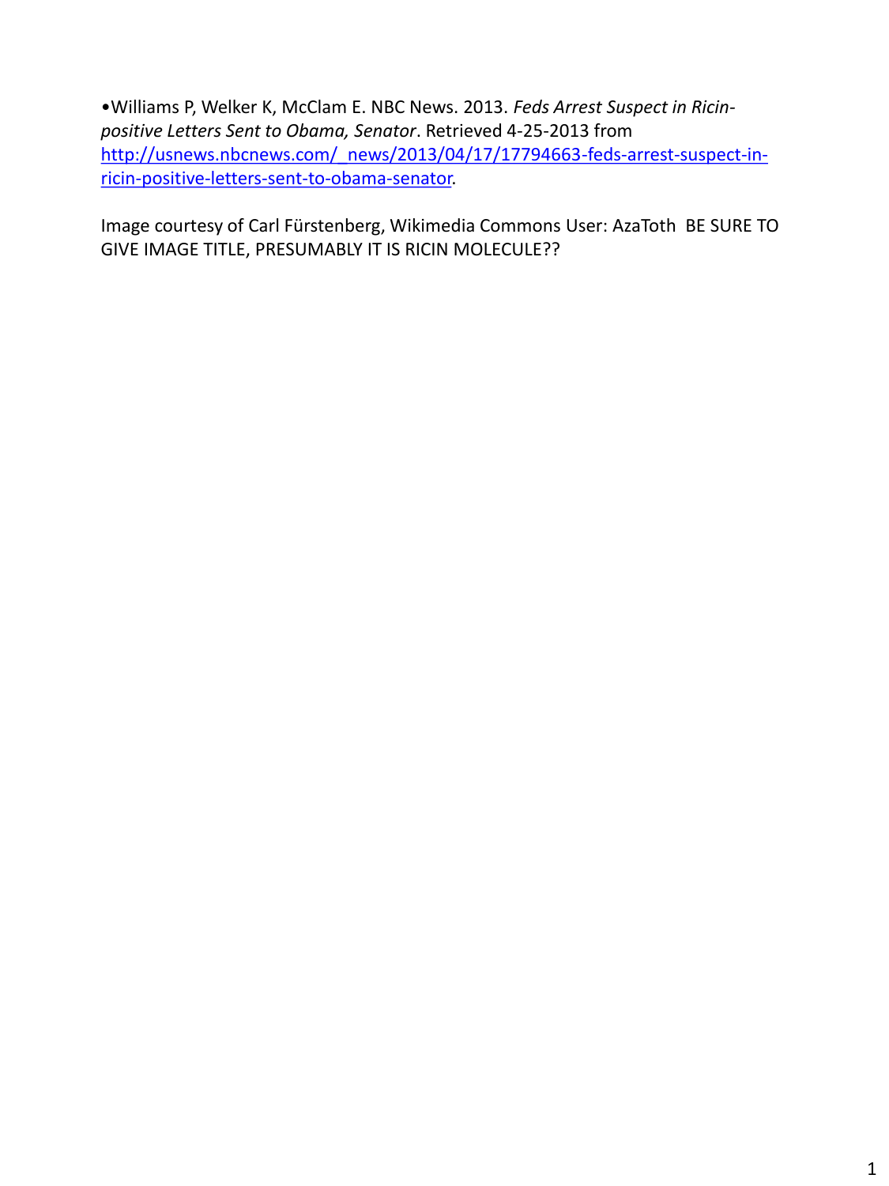- Williams P, Welker K, McClam E. NBC News. 2013. *Feds Arrest Suspect in Ricin-positive Letters Sent to Obama, Senator*. Retrieved 4-25-2013 from [http://usnews.nbcnews.com/_news/2013/04/17/17794663-feds-arrest-suspect-in-ricin-positive-letters-sent-to-obama-senator](http://usnews.nbcnews.com/_news/2013/04/17/17794663-feds-arrest-suspect-in-ricin-positive-letters-sent-to-obama-senator).

Image courtesy of Carl Fürstenberg, Wikimedia Commons User: AzaToth BE SURE TO GIVE IMAGE TITLE, PRESUMABLY IT IS RICIN MOLECULE??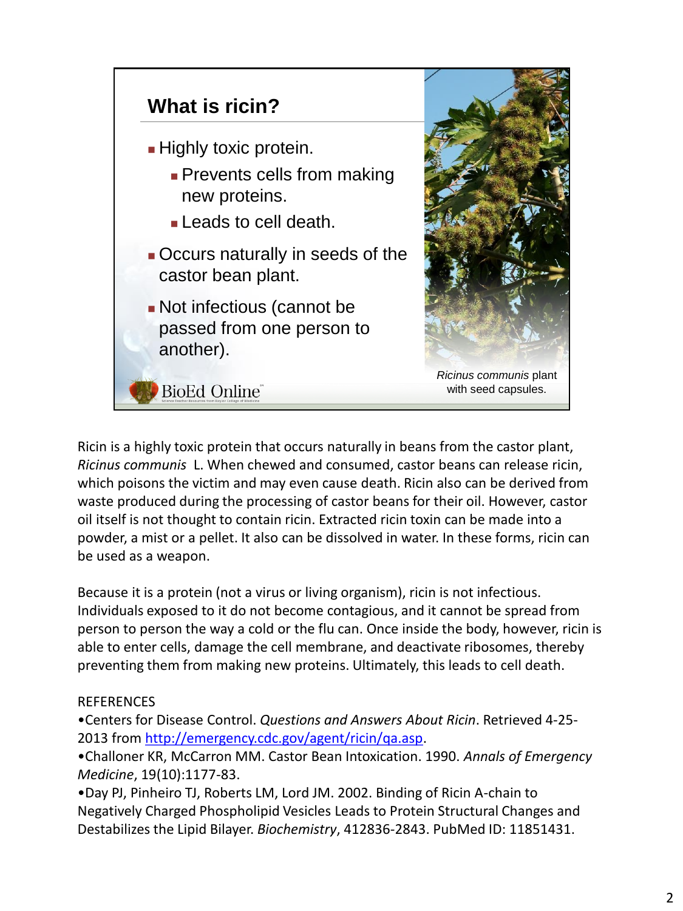## What is ricin?

- Highly toxic protein.
  - Prevents cells from making new proteins.
  - Leads to cell death.
- Occurs naturally in seeds of the castor bean plant.
- Not infectious (cannot be passed from one person to another).

*Ricinus communis* plant with seed capsules.

Ricin is a highly toxic protein that occurs naturally in beans from the castor plant, *Ricinus communis* L. When chewed and consumed, castor beans can release ricin, which poisons the victim and may even cause death. Ricin also can be derived from waste produced during the processing of castor beans for their oil. However, castor oil itself is not thought to contain ricin. Extracted ricin toxin can be made into a powder, a mist or a pellet. It also can be dissolved in water. In these forms, ricin can be used as a weapon.

Because it is a protein (not a virus or living organism), ricin is not infectious. Individuals exposed to it do not become contagious, and it cannot be spread from person to person the way a cold or the flu can. Once inside the body, however, ricin is able to enter cells, damage the cell membrane, and deactivate ribosomes, thereby preventing them from making new proteins. Ultimately, this leads to cell death.

REFERENCES

- Centers for Disease Control. *Questions and Answers About Ricin*. Retrieved 4-25-2013 from http://emergency.cdc.gov/agent/ricin/qa.asp.
- Challoner KR, McCarron MM. Castor Bean Intoxication. 1990. *Annals of Emergency Medicine*, 19(10):1177-83.
- Day PJ, Pinheiro TJ, Roberts LM, Lord JM. 2002. Binding of Ricin A-chain to Negatively Charged Phospholipid Vesicles Leads to Protein Structural Changes and Destabilizes the Lipid Bilayer. *Biochemistry*, 412836-2843. PubMed ID: 11851431.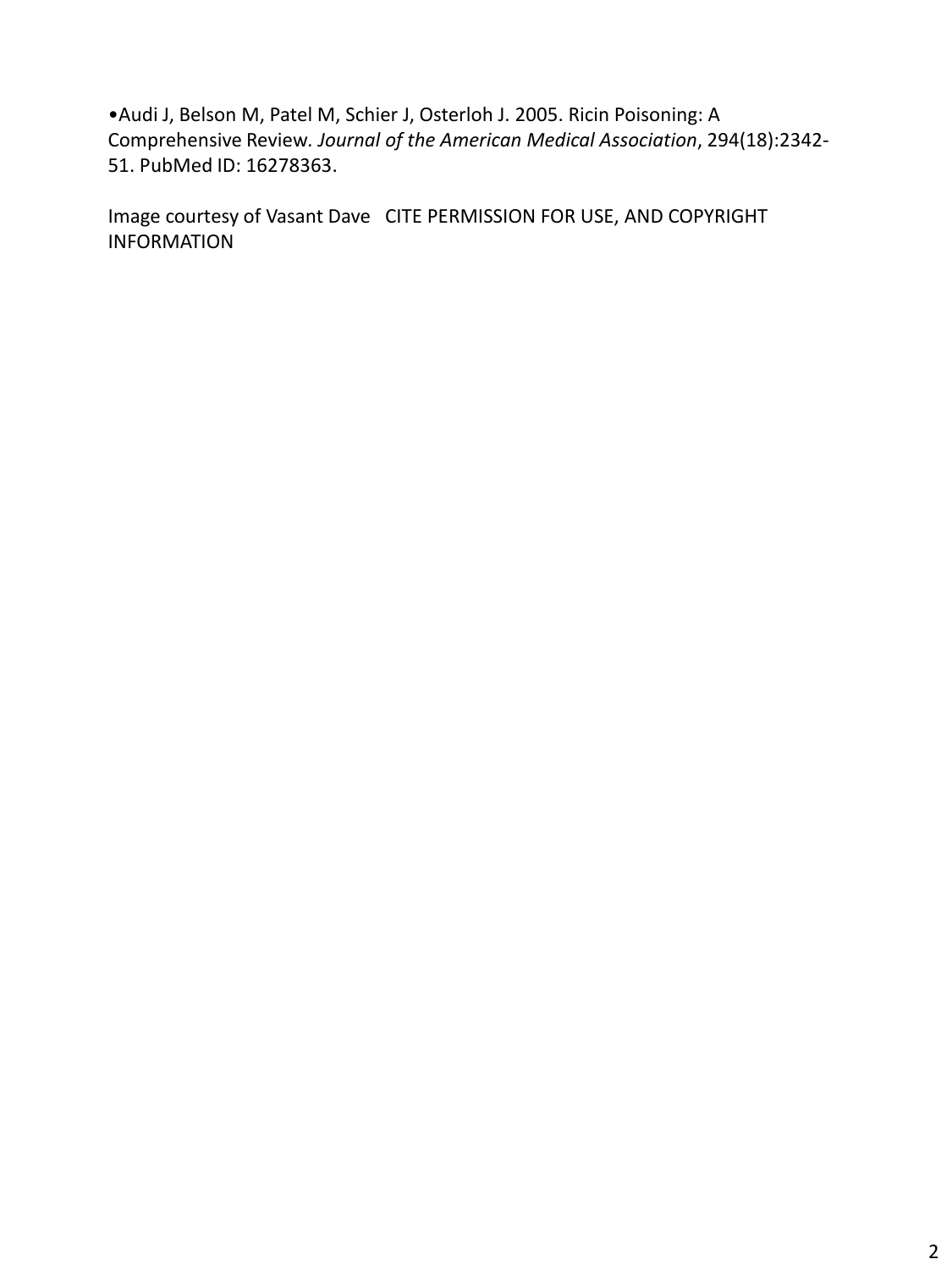- Audi J, Belson M, Patel M, Schier J, Osterloh J. 2005. Ricin Poisoning: A Comprehensive Review. *Journal of the American Medical Association*, 294(18):2342-51. PubMed ID: 16278363.

Image courtesy of Vasant Dave   CITE PERMISSION FOR USE, AND COPYRIGHT INFORMATION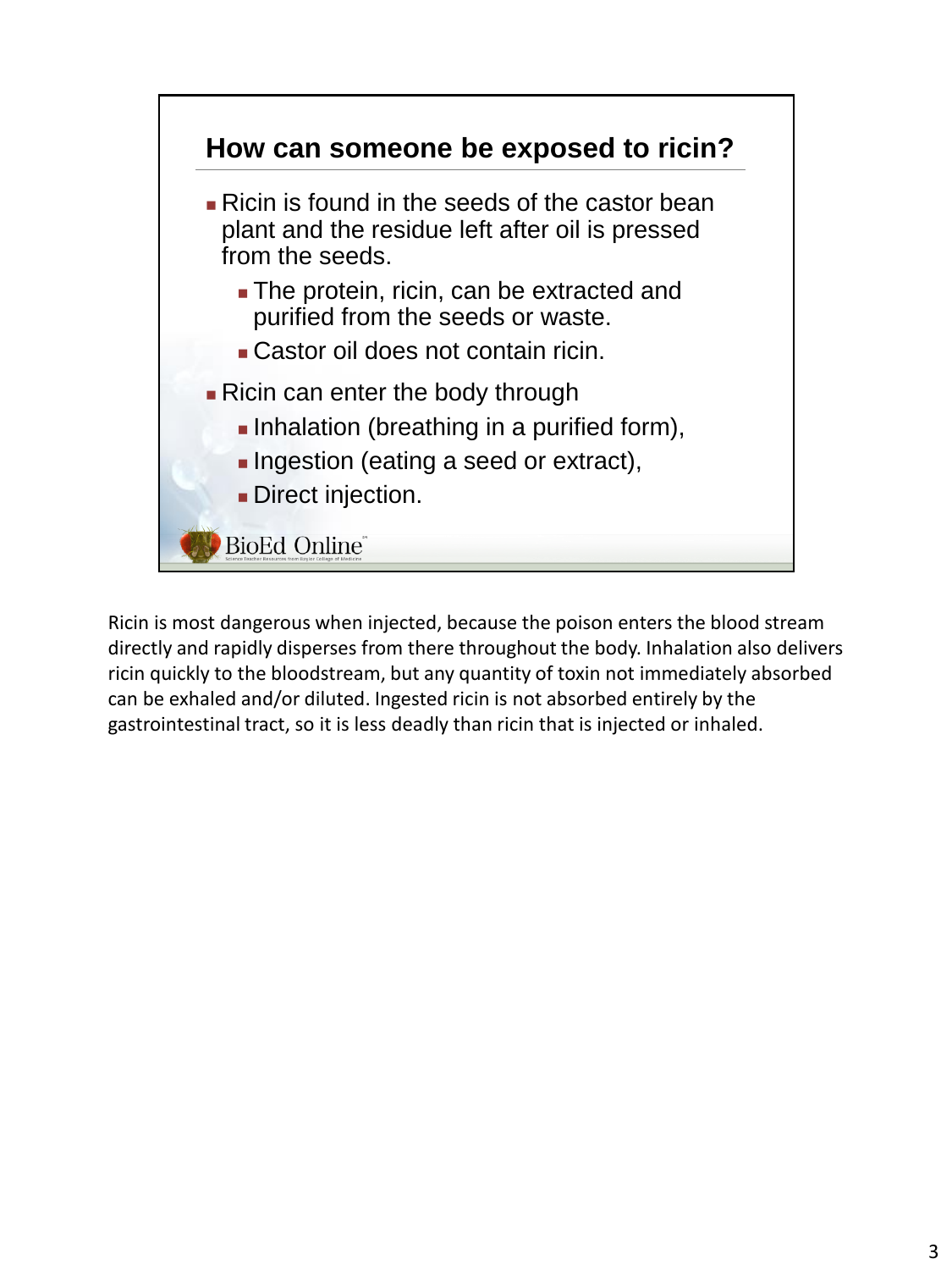## How can someone be exposed to ricin?

- Ricin is found in the seeds of the castor bean plant and the residue left after oil is pressed from the seeds.
  - The protein, ricin, can be extracted and purified from the seeds or waste.
  - Castor oil does not contain ricin.
- Ricin can enter the body through
  - Inhalation (breathing in a purified form),
  - Ingestion (eating a seed or extract),
  - Direct injection.

BioEd Online

Ricin is most dangerous when injected, because the poison enters the blood stream directly and rapidly disperses from there throughout the body. Inhalation also delivers ricin quickly to the bloodstream, but any quantity of toxin not immediately absorbed can be exhaled and/or diluted. Ingested ricin is not absorbed entirely by the gastrointestinal tract, so it is less deadly than ricin that is injected or inhaled.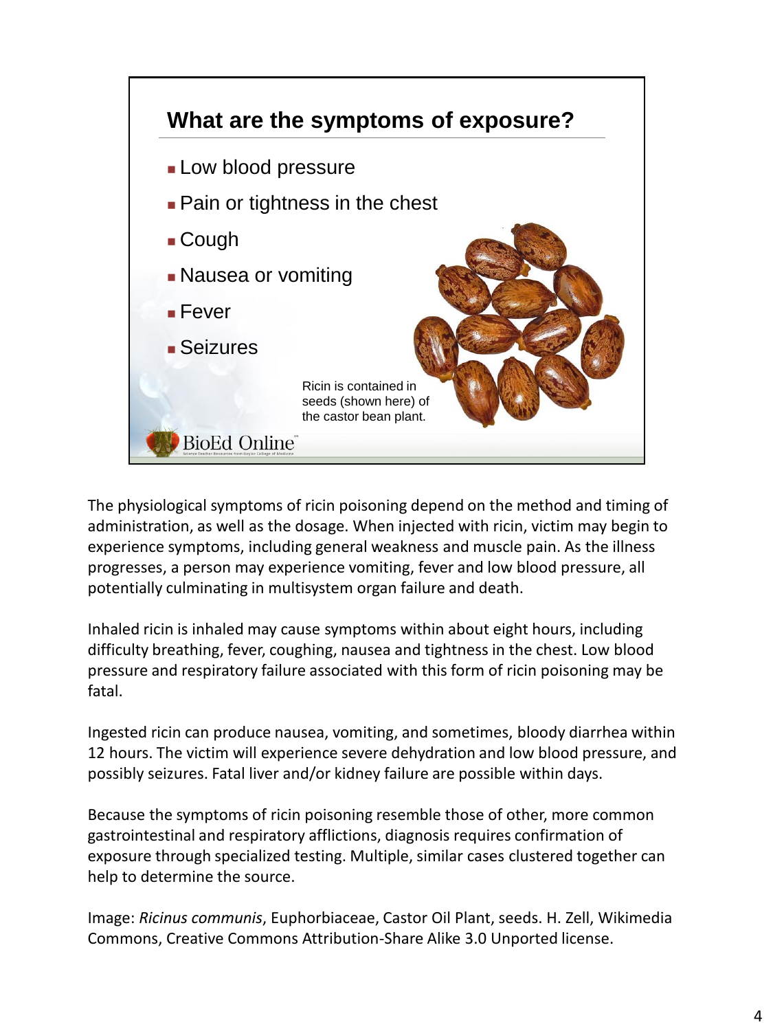## What are the symptoms of exposure?

- Low blood pressure
- Pain or tightness in the chest
- Cough
- Nausea or vomiting
- Fever
- Seizures

Ricin is contained in seeds (shown here) of the castor bean plant.

BioEd Online

The physiological symptoms of ricin poisoning depend on the method and timing of administration, as well as the dosage. When injected with ricin, victim may begin to experience symptoms, including general weakness and muscle pain. As the illness progresses, a person may experience vomiting, fever and low blood pressure, all potentially culminating in multisystem organ failure and death.

Inhaled ricin is inhaled may cause symptoms within about eight hours, including difficulty breathing, fever, coughing, nausea and tightness in the chest. Low blood pressure and respiratory failure associated with this form of ricin poisoning may be fatal.

Ingested ricin can produce nausea, vomiting, and sometimes, bloody diarrhea within 12 hours. The victim will experience severe dehydration and low blood pressure, and possibly seizures. Fatal liver and/or kidney failure are possible within days.

Because the symptoms of ricin poisoning resemble those of other, more common gastrointestinal and respiratory afflictions, diagnosis requires confirmation of exposure through specialized testing. Multiple, similar cases clustered together can help to determine the source.

Image: *Ricinus communis*, Euphorbiaceae, Castor Oil Plant, seeds. H. Zell, Wikimedia Commons, Creative Commons Attribution-Share Alike 3.0 Unported license.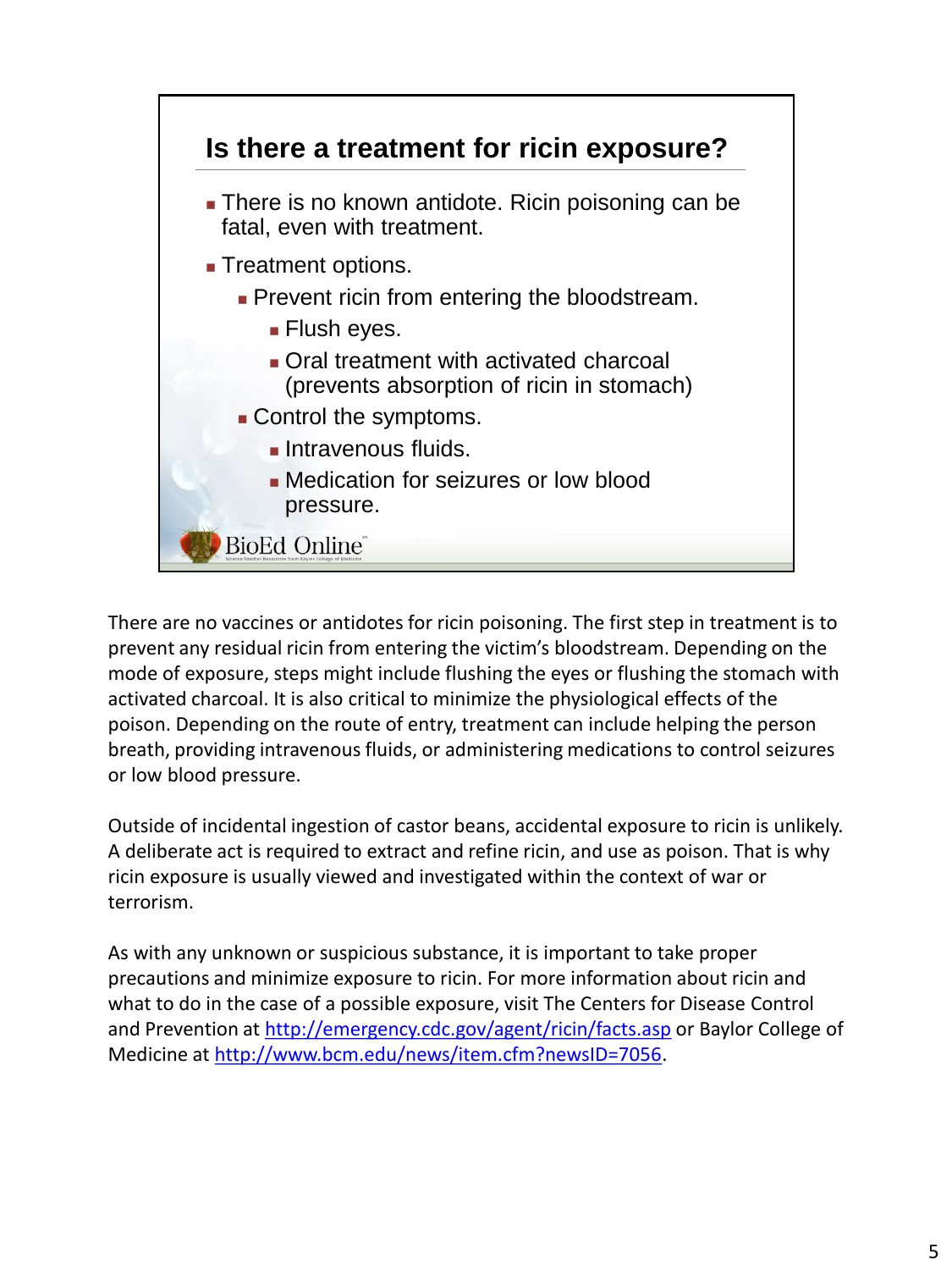## Is there a treatment for ricin exposure?

- There is no known antidote. Ricin poisoning can be fatal, even with treatment.
- Treatment options.
  - Prevent ricin from entering the bloodstream.
    - Flush eyes.
    - Oral treatment with activated charcoal (prevents absorption of ricin in stomach)
  - Control the symptoms.
    - Intravenous fluids.
    - Medication for seizures or low blood pressure.

BioEd Online

There are no vaccines or antidotes for ricin poisoning. The first step in treatment is to prevent any residual ricin from entering the victim's bloodstream. Depending on the mode of exposure, steps might include flushing the eyes or flushing the stomach with activated charcoal. It is also critical to minimize the physiological effects of the poison. Depending on the route of entry, treatment can include helping the person breath, providing intravenous fluids, or administering medications to control seizures or low blood pressure.

Outside of incidental ingestion of castor beans, accidental exposure to ricin is unlikely. A deliberate act is required to extract and refine ricin, and use as poison. That is why ricin exposure is usually viewed and investigated within the context of war or terrorism.

As with any unknown or suspicious substance, it is important to take proper precautions and minimize exposure to ricin. For more information about ricin and what to do in the case of a possible exposure, visit The Centers for Disease Control and Prevention at http://emergency.cdc.gov/agent/ricin/facts.asp or Baylor College of Medicine at http://www.bcm.edu/news/item.cfm?newsID=7056.